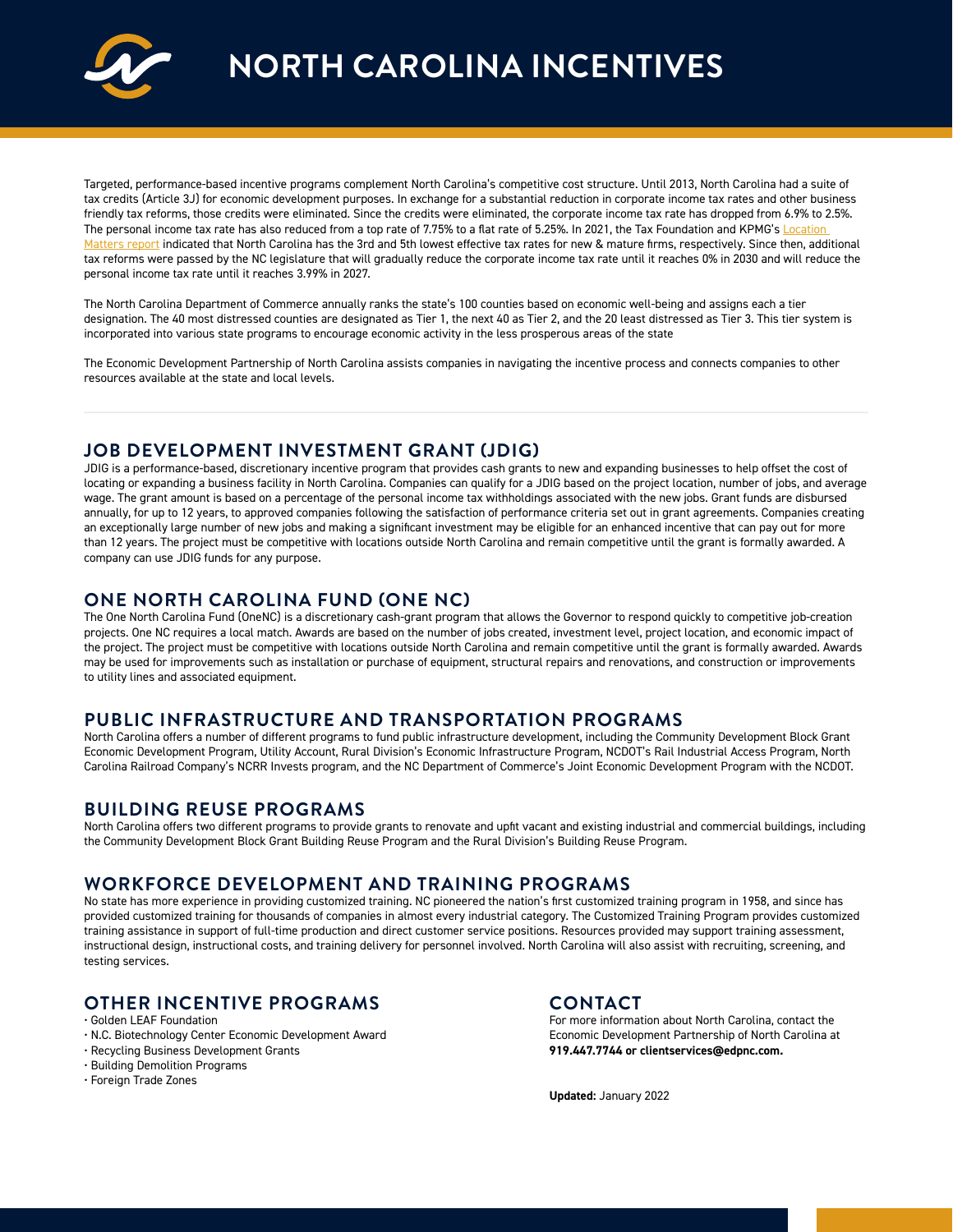# NORTH CAROLINA INCENTIVES

Targeted, performance-based incentive programs complement North Carolina's competitive cost structure. Until 2013, North Carolina had a suite of tax credits (Article 3J) for economic development purposes. In exchange for a substantial reduction in corporate income tax rates and other business friendly tax reforms, those credits were eliminated. Since the credits were eliminated, the corporate income tax rate has dropped from 6.9% to 2.5%. The personal income tax rate has also reduced from a top rate of 7.75% to a flat rate of 5.25%. In 2021, the Tax Foundation and KPMG's Location Matters report indicated that North Carolina has the 3rd and 5th lowest effective tax rates for new & mature firms, respectively. Since then, additional tax reforms were passed by the NC legislature that will gradually reduce the corporate income tax rate until it reaches 0% in 2030 and will reduce the personal income tax rate until it reaches 3.99% in 2027.

The North Carolina Department of Commerce annually ranks the state's 100 counties based on economic well-being and assigns each a tier designation. The 40 most distressed counties are designated as Tier 1, the next 40 as Tier 2, and the 20 least distressed as Tier 3. This tier system is incorporated into various state programs to encourage economic activity in the less prosperous areas of the state

The Economic Development Partnership of North Carolina assists companies in navigating the incentive process and connects companies to other resources available at the state and local levels.

## JOB DEVELOPMENT INVESTMENT GRANT (JDIG)

JDIG is a performance-based, discretionary incentive program that provides cash grants to new and expanding businesses to help offset the cost of locating or expanding a business facility in North Carolina. Companies can qualify for a JDIG based on the project location, number of jobs, and average wage. The grant amount is based on a percentage of the personal income tax withholdings associated with the new jobs. Grant funds are disbursed annually, for up to 12 years, to approved companies following the satisfaction of performance criteria set out in grant agreements. Companies creating an exceptionally large number of new jobs and making a significant investment may be eligible for an enhanced incentive that can pay out for more than 12 years. The project must be competitive with locations outside North Carolina and remain competitive until the grant is formally awarded. A company can use JDIG funds for any purpose.

## ONE NORTH CAROLINA FUND (ONE NC)

The One North Carolina Fund (OneNC) is a discretionary cash-grant program that allows the Governor to respond quickly to competitive job-creation projects. One NC requires a local match. Awards are based on the number of jobs created, investment level, project location, and economic impact of the project. The project must be competitive with locations outside North Carolina and remain competitive until the grant is formally awarded. Awards may be used for improvements such as installation or purchase of equipment, structural repairs and renovations, and construction or improvements to utility lines and associated equipment.

## PUBLIC INFRASTRUCTURE AND TRANSPORTATION PROGRAMS

North Carolina offers a number of different programs to fund public infrastructure development, including the Community Development Block Grant Economic Development Program, Utility Account, Rural Division's Economic Infrastructure Program, NCDOT's Rail Industrial Access Program, North Carolina Railroad Company's NCRR Invests program, and the NC Department of Commerce's Joint Economic Development Program with the NCDOT.

## BUILDING REUSE PROGRAMS

North Carolina offers two different programs to provide grants to renovate and upfit vacant and existing industrial and commercial buildings, including the Community Development Block Grant Building Reuse Program and the Rural Division's Building Reuse Program.

## WORKFORCE DEVELOPMENT AND TRAINING PROGRAMS

No state has more experience in providing customized training. NC pioneered the nation's first customized training program in 1958, and since has provided customized training for thousands of companies in almost every industrial category. The Customized Training Program provides customized training assistance in support of full-time production and direct customer service positions. Resources provided may support training assessment, instructional design, instructional costs, and training delivery for personnel involved. North Carolina will also assist with recruiting, screening, and testing services.

## OTHER INCENTIVE PROGRAMS

- Golden LEAF Foundation
- N.C. Biotechnology Center Economic Development Award
- Recycling Business Development Grants
- Building Demolition Programs
- Foreign Trade Zones

## CONTACT

For more information about North Carolina, contact the Economic Development Partnership of North Carolina at **919.447.7744 or clientservices@edpnc.com.**

**Updated:** January 2022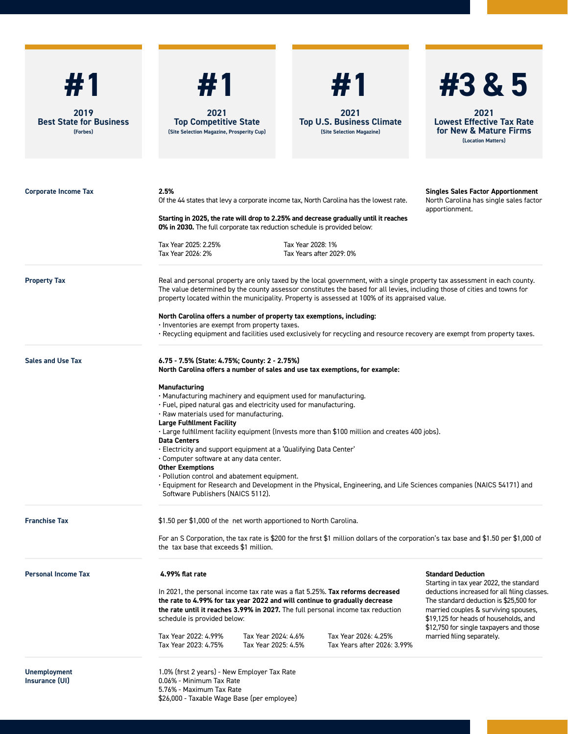**#1**

**2019 Best State for Business**

(Forbes)

**#1**

**2021 Top Competitive State**

(Site Selection Magazine, Prosperity Cup)

**#1**

**2021 Top U.S. Business Climate**

(Site Selection Magazine)

**#3 & 5**

**2021 Lowest Effective Tax Rate for New & Mature Firms**

(Location Matters)

## Corporate Income Tax

**2.5%**
Of the 44 states that levy a corporate income tax, North Carolina has the lowest rate.

**Starting in 2025, the rate will drop to 2.25% and decrease gradually until it reaches 0% in 2030.** The full corporate tax reduction schedule is provided below:

Tax Year 2025: 2.25%
Tax Year 2026: 2%
Tax Year 2028: 1%
Tax Years after 2029: 0%

**Singles Sales Factor Apportionment**
North Carolina has single sales factor apportionment.

## Property Tax

Real and personal property are only taxed by the local government, with a single property tax assessment in each county. The value determined by the county assessor constitutes the based for all levies, including those of cities and towns for property located within the municipality. Property is assessed at 100% of its appraised value.

**North Carolina offers a number of property tax exemptions, including:**

- Inventories are exempt from property taxes.
- Recycling equipment and facilities used exclusively for recycling and resource recovery are exempt from property taxes.

## Sales and Use Tax

**6.75 - 7.5% (State: 4.75%; County: 2 - 2.75%)**
**North Carolina offers a number of sales and use tax exemptions, for example:**

**Manufacturing**
- Manufacturing machinery and equipment used for manufacturing.
- Fuel, piped natural gas and electricity used for manufacturing.
- Raw materials used for manufacturing.

**Large Fulfillment Facility**
- Large fulfillment facility equipment (Invests more than $100 million and creates 400 jobs).

**Data Centers**
- Electricity and support equipment at a 'Qualifying Data Center'
- Computer software at any data center.

**Other Exemptions**
- Pollution control and abatement equipment.
- Equipment for Research and Development in the Physical, Engineering, and Life Sciences companies (NAICS 54171) and Software Publishers (NAICS 5112).

## Franchise Tax

$1.50 per $1,000 of the net worth apportioned to North Carolina.

For an S Corporation, the tax rate is $200 for the first $1 million dollars of the corporation's tax base and $1.50 per $1,000 of the tax base that exceeds $1 million.

## Personal Income Tax

**4.99% flat rate**

In 2021, the personal income tax rate was a flat 5.25%. **Tax reforms decreased the rate to 4.99% for tax year 2022 and will continue to gradually decrease the rate until it reaches 3.99% in 2027.** The full personal income tax reduction schedule is provided below:

Tax Year 2022: 4.99%
Tax Year 2023: 4.75%
Tax Year 2024: 4.6%
Tax Year 2025: 4.5%
Tax Year 2026: 4.25%
Tax Years after 2026: 3.99%

**Standard Deduction**
Starting in tax year 2022, the standard deductions increased for all filing classes. The standard deduction is $25,500 for married couples & surviving spouses, $19,125 for heads of households, and $12,750 for single taxpayers and those married filing separately.

## Unemployment Insurance (UI)

1.0% (first 2 years) - New Employer Tax Rate
0.06% - Minimum Tax Rate
5.76% - Maximum Tax Rate
$26,000 - Taxable Wage Base (per employee)